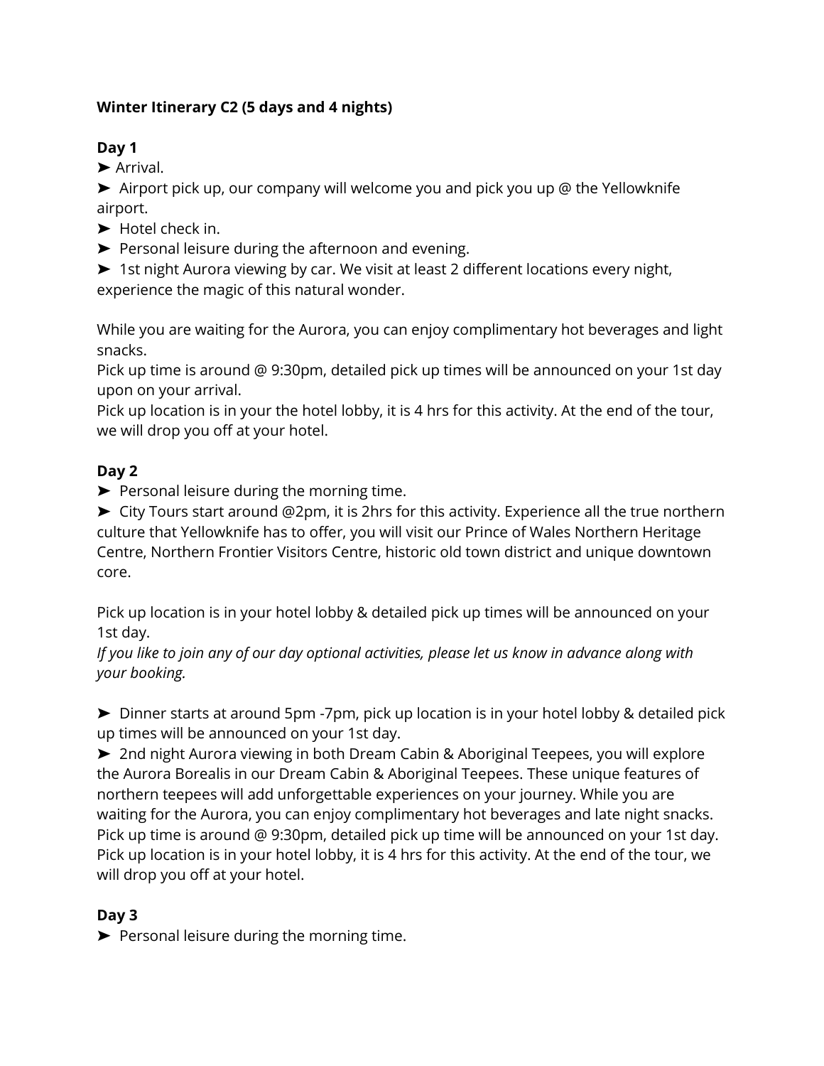**Winter Itinerary C2 (5 days and 4 nights)**

**Day 1**

➤ Arrival.

➤ Airport pick up, our company will welcome you and pick you up @ the Yellowknife airport.

➤ Hotel check in.

➤ Personal leisure during the afternoon and evening.

➤ 1st night Aurora viewing by car. We visit at least 2 different locations every night, experience the magic of this natural wonder.

While you are waiting for the Aurora, you can enjoy complimentary hot beverages and light snacks.
Pick up time is around @ 9:30pm, detailed pick up times will be announced on your 1st day upon on your arrival.
Pick up location is in your the hotel lobby, it is 4 hrs for this activity. At the end of the tour, we will drop you off at your hotel.

**Day 2**

➤ Personal leisure during the morning time.

➤ City Tours start around @2pm, it is 2hrs for this activity. Experience all the true northern culture that Yellowknife has to offer, you will visit our Prince of Wales Northern Heritage Centre, Northern Frontier Visitors Centre, historic old town district and unique downtown core.

Pick up location is in your hotel lobby & detailed pick up times will be announced on your 1st day.
*If you like to join any of our day optional activities, please let us know in advance along with your booking.*

➤ Dinner starts at around 5pm -7pm, pick up location is in your hotel lobby & detailed pick up times will be announced on your 1st day.

➤ 2nd night Aurora viewing in both Dream Cabin & Aboriginal Teepees, you will explore the Aurora Borealis in our Dream Cabin & Aboriginal Teepees. These unique features of northern teepees will add unforgettable experiences on your journey. While you are waiting for the Aurora, you can enjoy complimentary hot beverages and late night snacks. Pick up time is around @ 9:30pm, detailed pick up time will be announced on your 1st day. Pick up location is in your hotel lobby, it is 4 hrs for this activity. At the end of the tour, we will drop you off at your hotel.

**Day 3**

➤ Personal leisure during the morning time.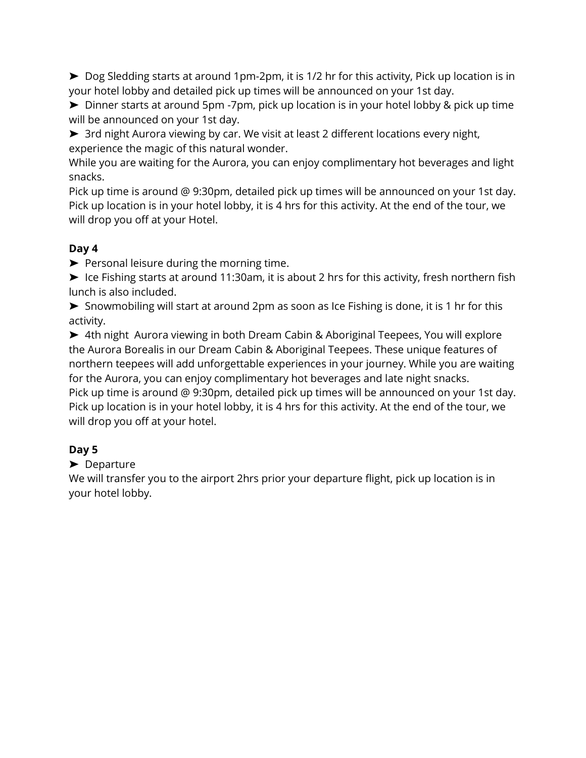➤ Dog Sledding starts at around 1pm-2pm, it is 1/2 hr for this activity, Pick up location is in your hotel lobby and detailed pick up times will be announced on your 1st day.

➤ Dinner starts at around 5pm -7pm, pick up location is in your hotel lobby & pick up time will be announced on your 1st day.

➤ 3rd night Aurora viewing by car. We visit at least 2 different locations every night, experience the magic of this natural wonder.
While you are waiting for the Aurora, you can enjoy complimentary hot beverages and light snacks.
Pick up time is around @ 9:30pm, detailed pick up times will be announced on your 1st day. Pick up location is in your hotel lobby, it is 4 hrs for this activity. At the end of the tour, we will drop you off at your Hotel.

**Day 4**

➤ Personal leisure during the morning time.

➤ Ice Fishing starts at around 11:30am, it is about 2 hrs for this activity, fresh northern fish lunch is also included.

➤ Snowmobiling will start at around 2pm as soon as Ice Fishing is done, it is 1 hr for this activity.

➤ 4th night Aurora viewing in both Dream Cabin & Aboriginal Teepees, You will explore the Aurora Borealis in our Dream Cabin & Aboriginal Teepees. These unique features of northern teepees will add unforgettable experiences in your journey. While you are waiting for the Aurora, you can enjoy complimentary hot beverages and late night snacks.
Pick up time is around @ 9:30pm, detailed pick up times will be announced on your 1st day. Pick up location is in your hotel lobby, it is 4 hrs for this activity. At the end of the tour, we will drop you off at your hotel.

**Day 5**

➤ Departure
We will transfer you to the airport 2hrs prior your departure flight, pick up location is in your hotel lobby.